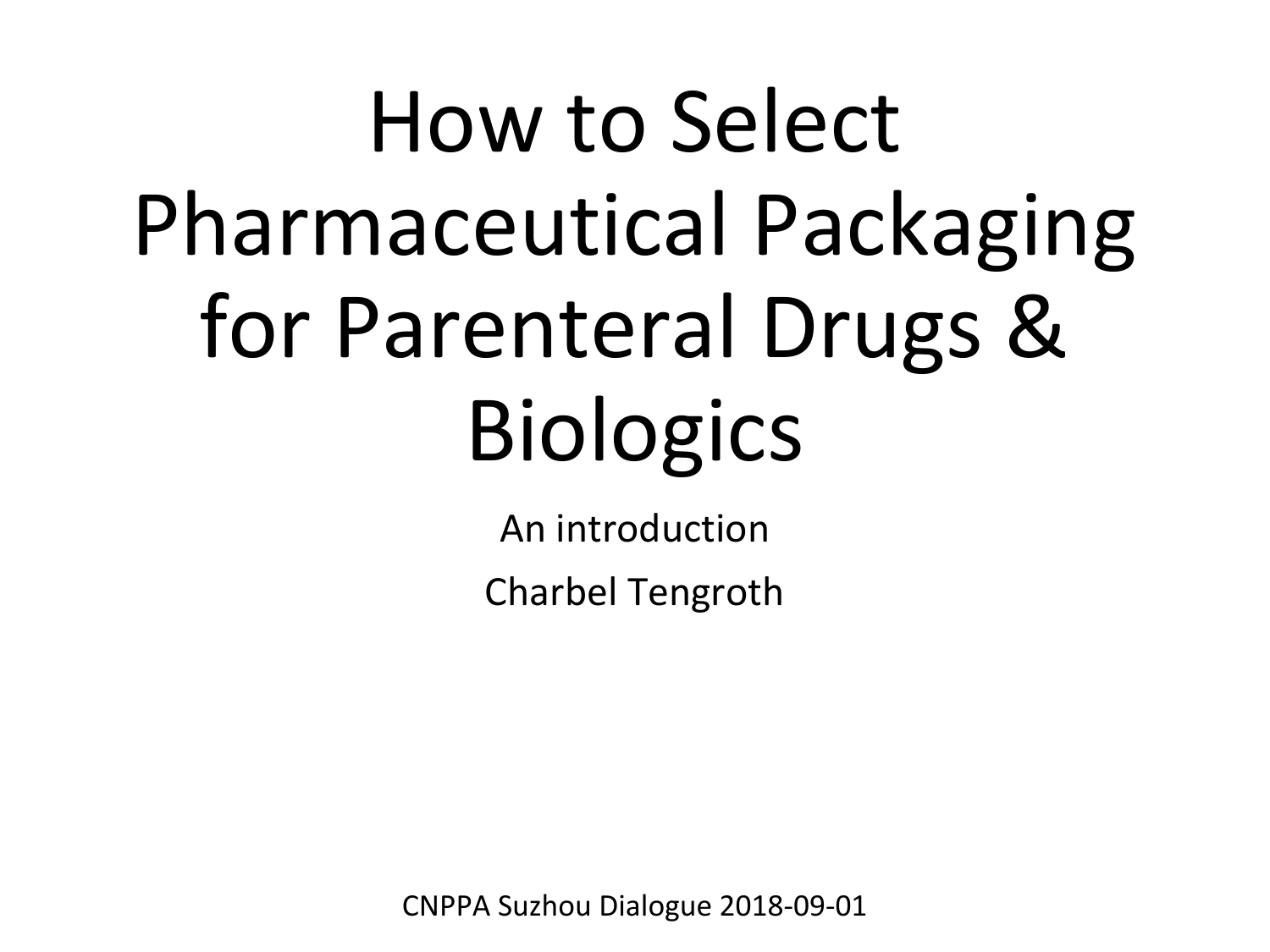# How to Select Pharmaceutical Packaging for Parenteral Drugs & Biologics

An introduction

Charbel Tengroth

CNPPA Suzhou Dialogue 2018-09-01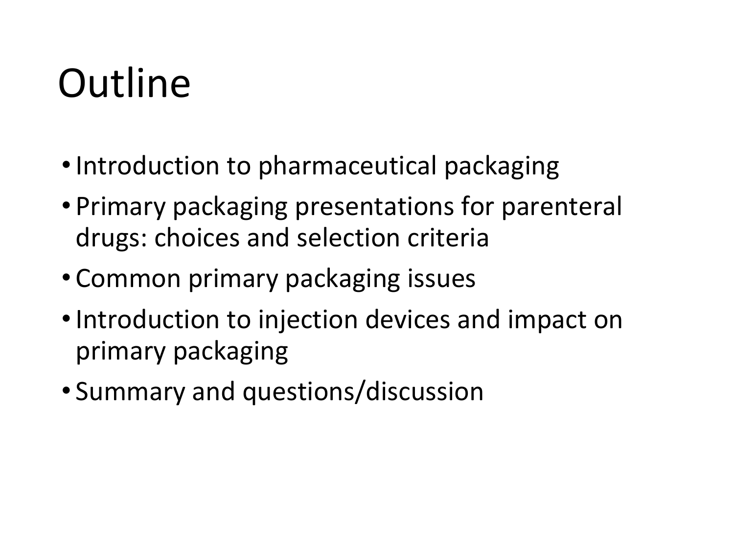# Outline

- Introduction to pharmaceutical packaging
- Primary packaging presentations for parenteral drugs: choices and selection criteria
- Common primary packaging issues
- Introduction to injection devices and impact on primary packaging
- Summary and questions/discussion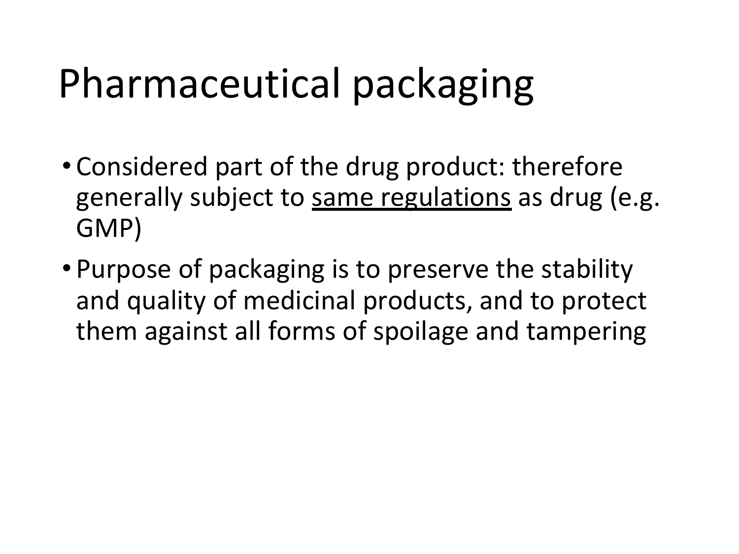# Pharmaceutical packaging

- Considered part of the drug product: therefore generally subject to <u>same regulations</u> as drug (e.g. GMP)
- Purpose of packaging is to preserve the stability and quality of medicinal products, and to protect them against all forms of spoilage and tampering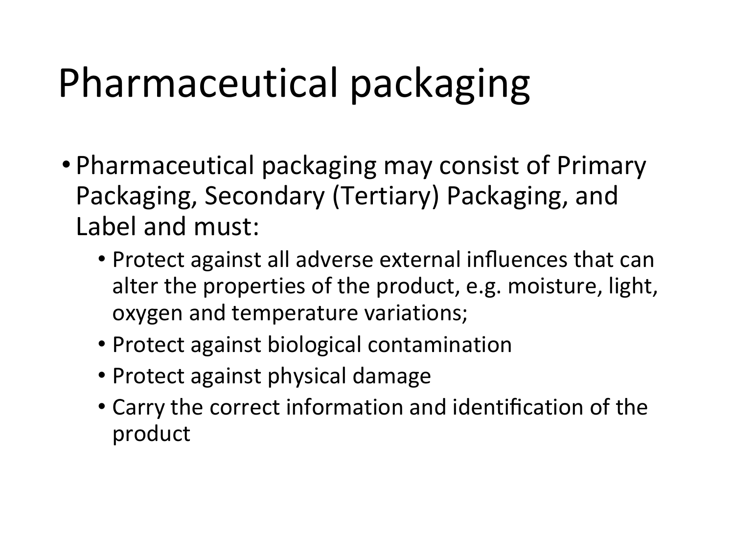# Pharmaceutical packaging

- Pharmaceutical packaging may consist of Primary Packaging, Secondary (Tertiary) Packaging, and Label and must:
  - Protect against all adverse external influences that can alter the properties of the product, e.g. moisture, light, oxygen and temperature variations;
  - Protect against biological contamination
  - Protect against physical damage
  - Carry the correct information and identification of the product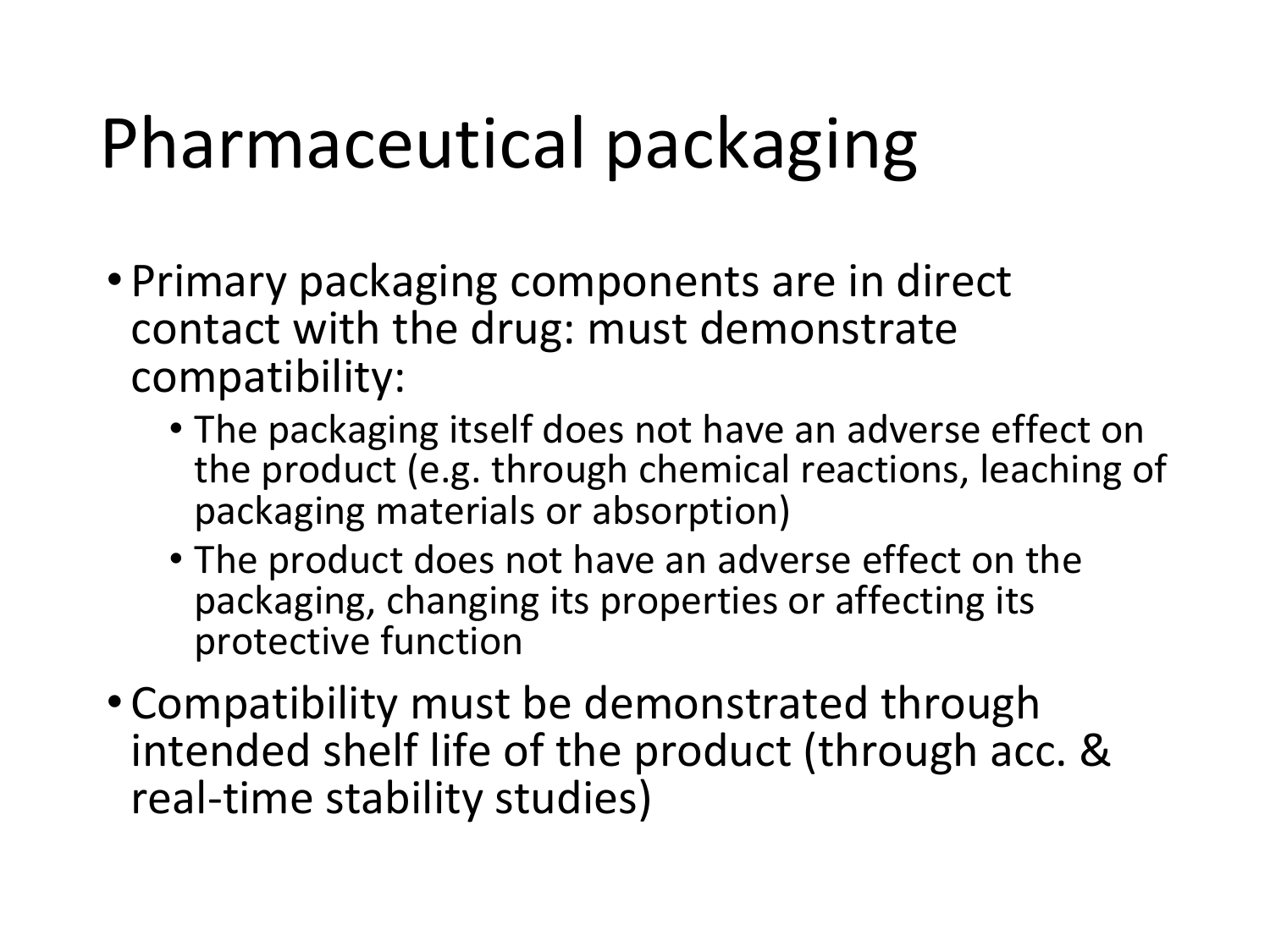# Pharmaceutical packaging

- Primary packaging components are in direct contact with the drug: must demonstrate compatibility:
  - The packaging itself does not have an adverse effect on the product (e.g. through chemical reactions, leaching of packaging materials or absorption)
  - The product does not have an adverse effect on the packaging, changing its properties or affecting its protective function
- Compatibility must be demonstrated through intended shelf life of the product (through acc. & real-time stability studies)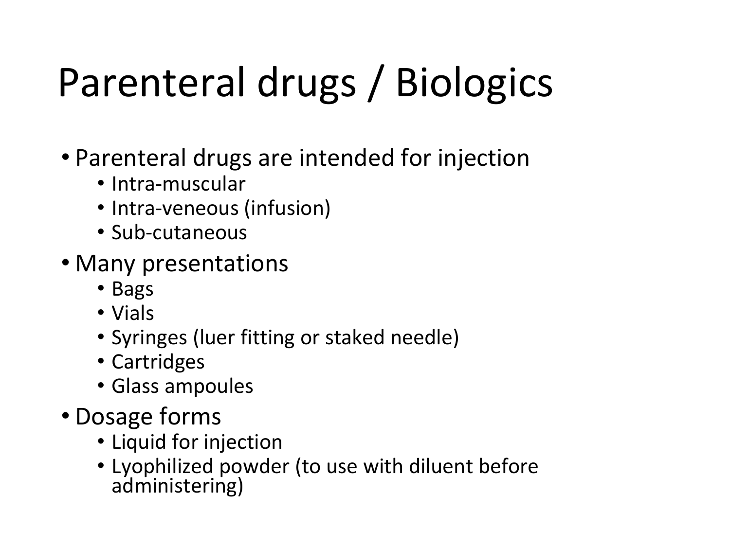# Parenteral drugs / Biologics

- Parenteral drugs are intended for injection
  - Intra-muscular
  - Intra-veneous (infusion)
  - Sub-cutaneous
- Many presentations
  - Bags
  - Vials
  - Syringes (luer fitting or staked needle)
  - Cartridges
  - Glass ampoules
- Dosage forms
  - Liquid for injection
  - Lyophilized powder (to use with diluent before administering)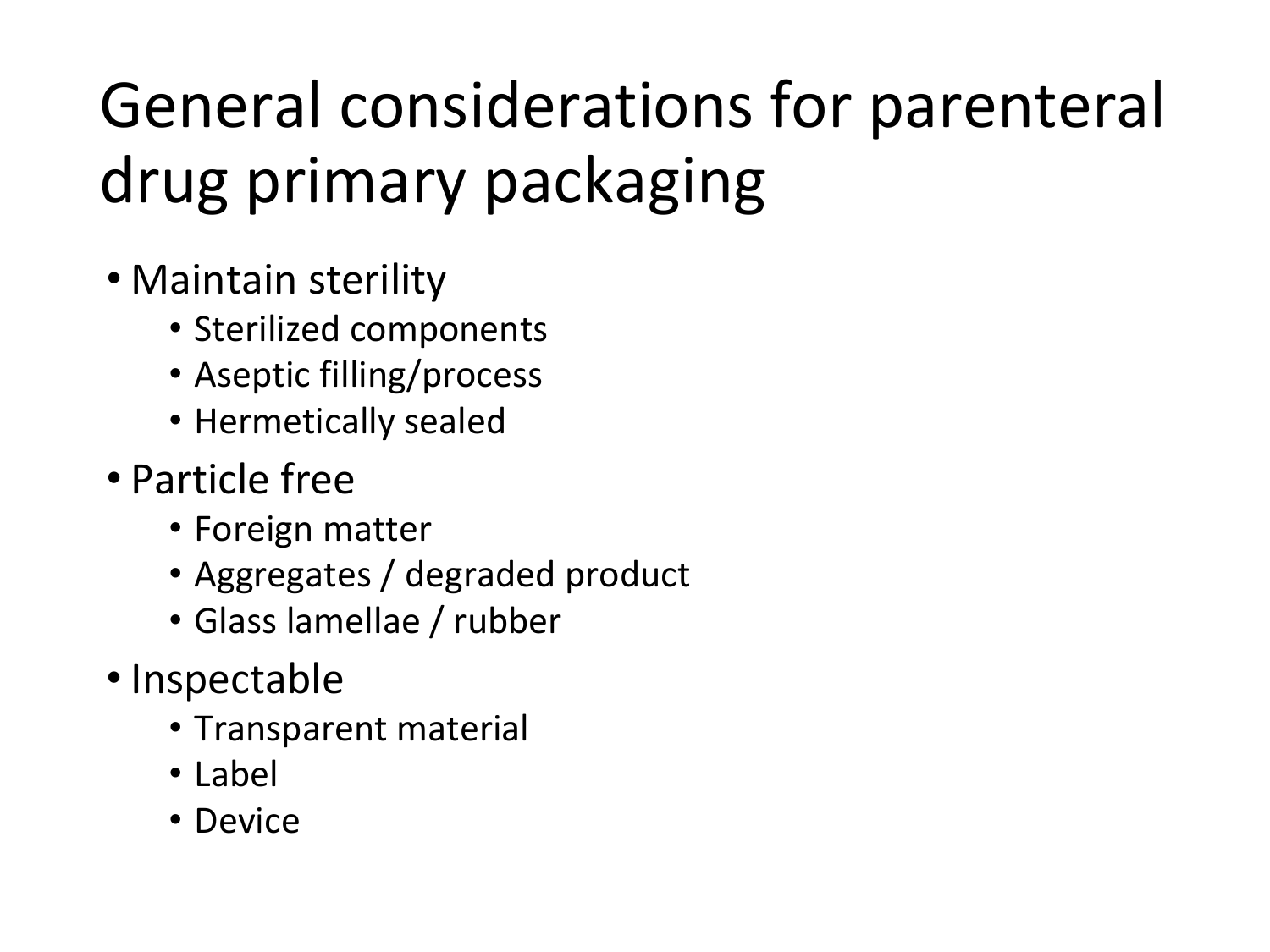# General considerations for parenteral drug primary packaging

- Maintain sterility
  - Sterilized components
  - Aseptic filling/process
  - Hermetically sealed
- Particle free
  - Foreign matter
  - Aggregates / degraded product
  - Glass lamellae / rubber
- Inspectable
  - Transparent material
  - Label
  - Device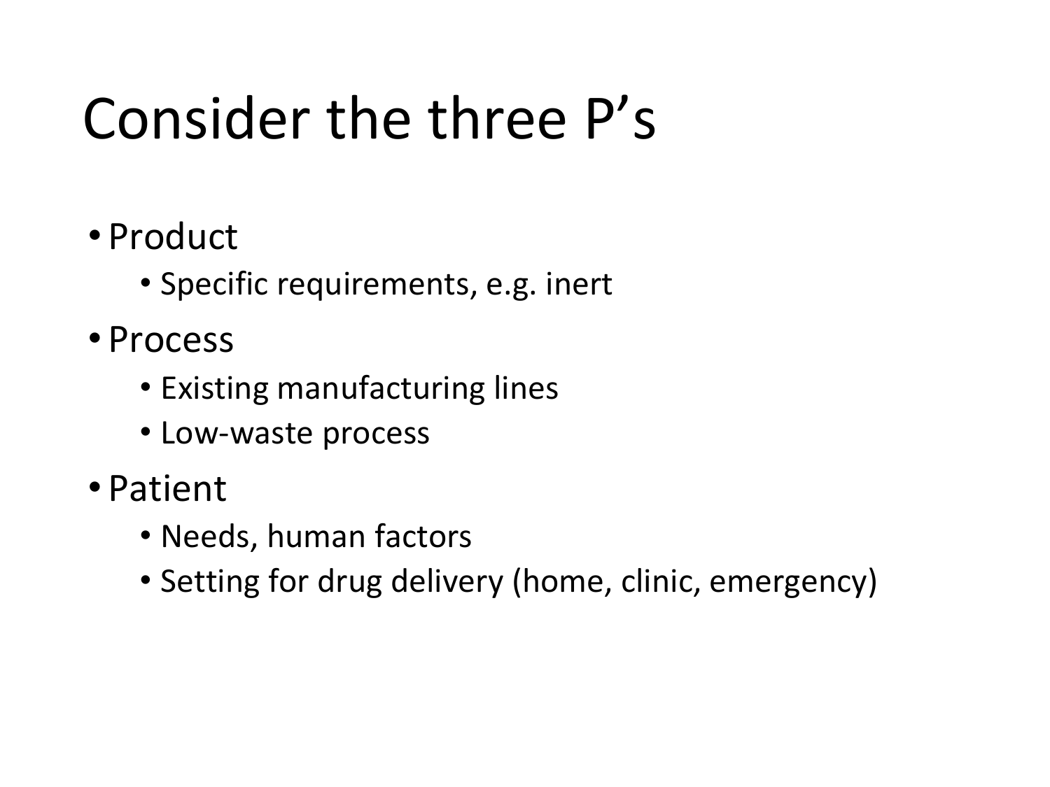# Consider the three P's

- Product
  - Specific requirements, e.g. inert
- Process
  - Existing manufacturing lines
  - Low-waste process
- Patient
  - Needs, human factors
  - Setting for drug delivery (home, clinic, emergency)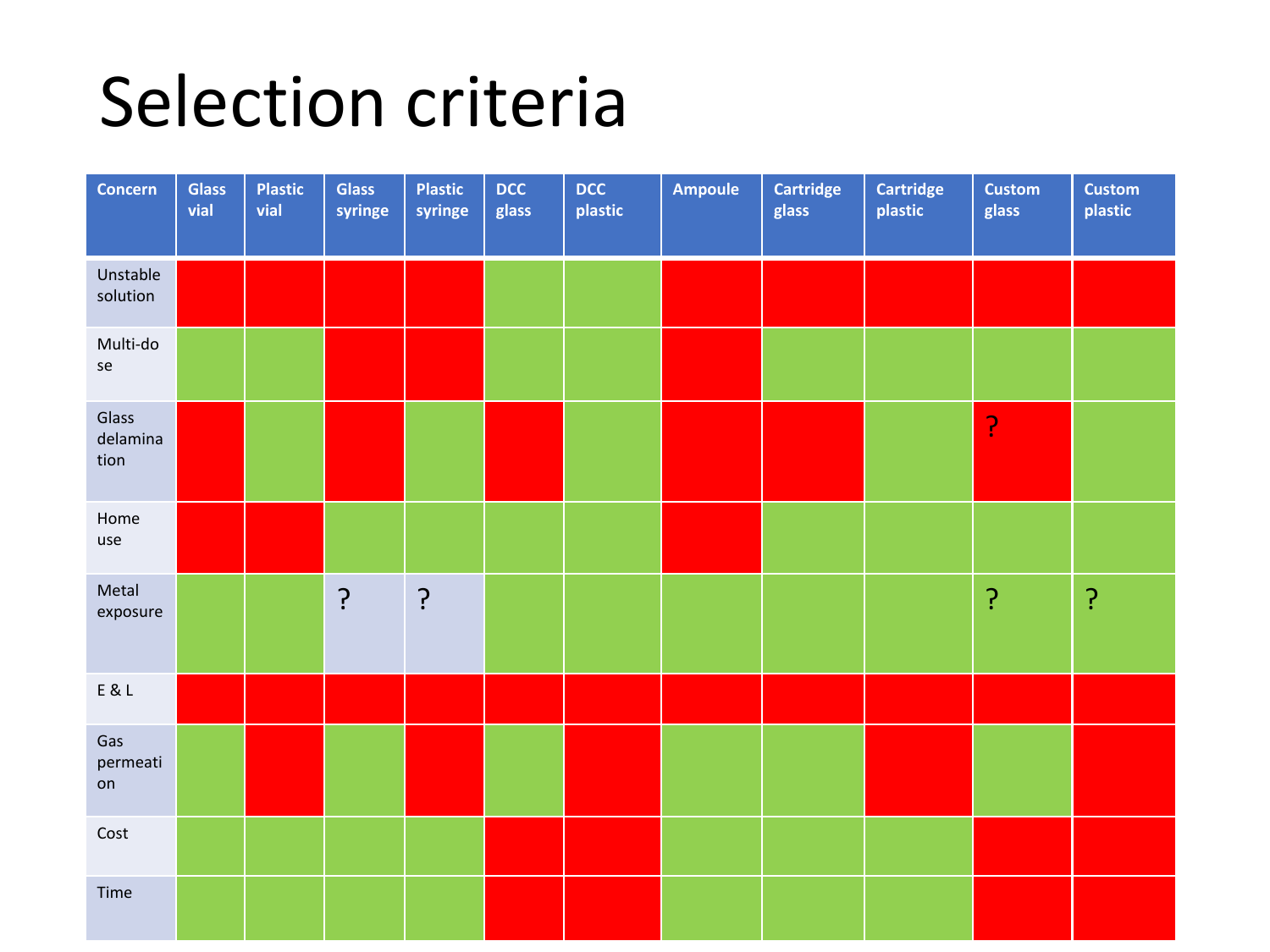# Selection criteria

| Concern | Glass vial | Plastic vial | Glass syringe | Plastic syringe | DCC glass | DCC plastic | Ampoule | Cartridge glass | Cartridge plastic | Custom glass | Custom plastic |
|---|---|---|---|---|---|---|---|---|---|---|---|
| Unstable solution | Red | Red | Red | Red | Green | Green | Red | Red | Red | Red | Red |
| Multi-dose | Green | Green | Red | Red | Green | Green | Red | Green | Green | Green | Green |
| Glass delamination | Red | Green | Red | Green | Red | Green | Red | Red | Green | Red ? | Green |
| Home use | Red | Red | Green | Green | Green | Green | Red | Green | Green | Green | Green |
| Metal exposure | Green | Green | ? | ? | Green | Green | Green | Green | Green | Green ? | Green ? |
| E & L | Red | Red | Red | Red | Red | Red | Red | Red | Red | Red | Red |
| Gas permeation | Green | Red | Green | Red | Green | Red | Green | Green | Red | Green | Red |
| Cost | Green | Green | Green | Green | Red | Red | Green | Green | Green | Red | Red |
| Time | Green | Green | Green | Green | Red | Red | Green | Green | Green | Red | Red |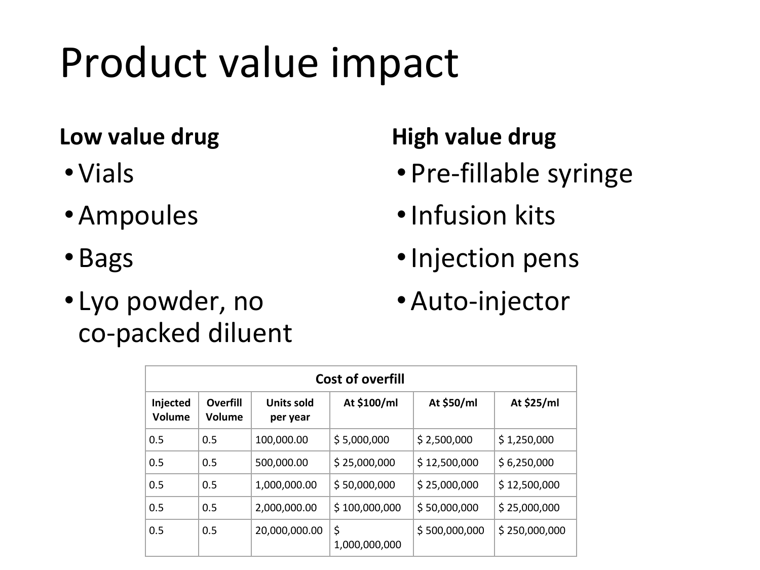# Product value impact

**Low value drug**

- Vials
- Ampoules
- Bags
- Lyo powder, no co-packed diluent

**High value drug**

- Pre-fillable syringe
- Infusion kits
- Injection pens
- Auto-injector

| Cost of overfill | | | | | |
|---|---|---|---|---|---|
| **Injected Volume** | **Overfill Volume** | **Units sold per year** | **At $100/ml** | **At $50/ml** | **At $25/ml** |
| 0.5 | 0.5 | 100,000.00 | $ 5,000,000 | $ 2,500,000 | $ 1,250,000 |
| 0.5 | 0.5 | 500,000.00 | $ 25,000,000 | $ 12,500,000 | $ 6,250,000 |
| 0.5 | 0.5 | 1,000,000.00 | $ 50,000,000 | $ 25,000,000 | $ 12,500,000 |
| 0.5 | 0.5 | 2,000,000.00 | $ 100,000,000 | $ 50,000,000 | $ 25,000,000 |
| 0.5 | 0.5 | 20,000,000.00 | $ 1,000,000,000 | $ 500,000,000 | $ 250,000,000 |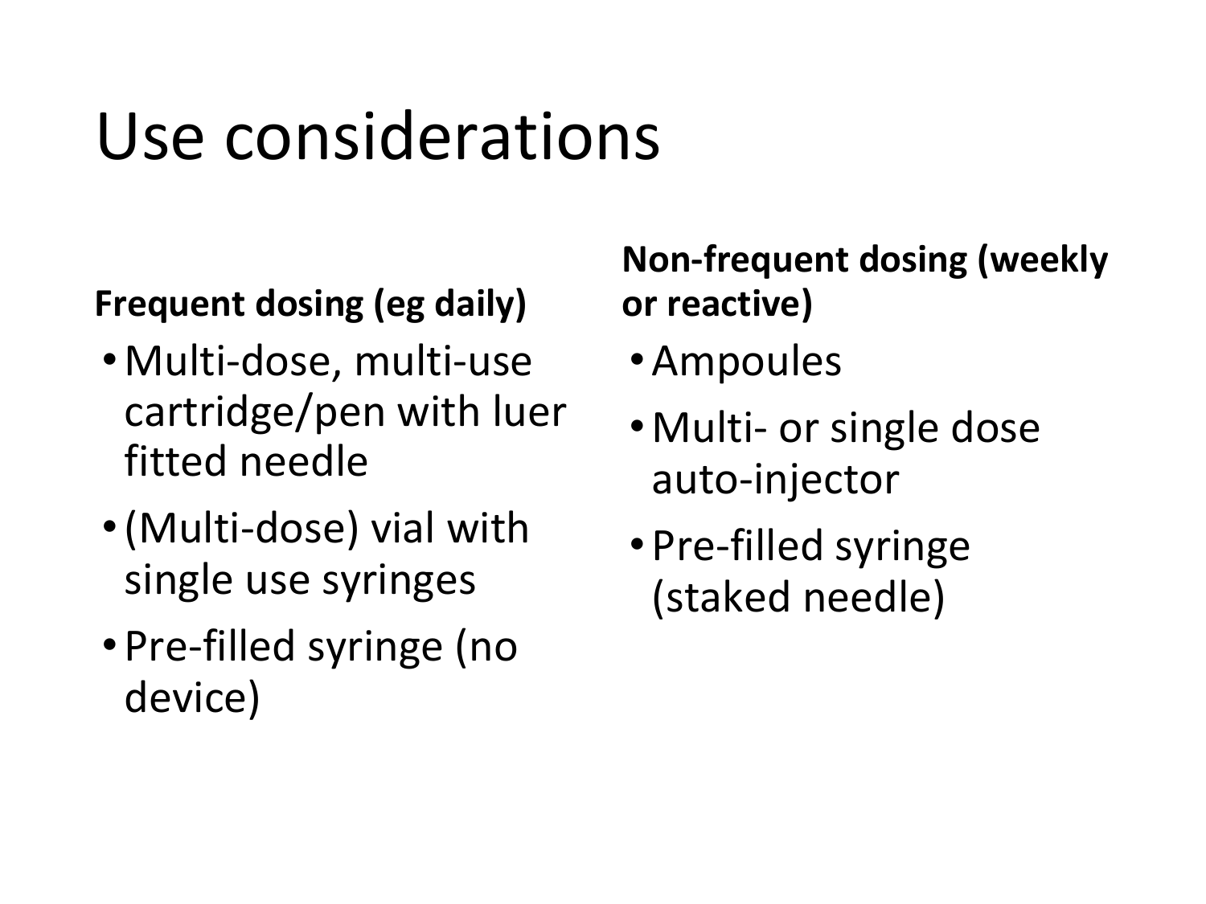# Use considerations

**Frequent dosing (eg daily)**

- Multi-dose, multi-use cartridge/pen with luer fitted needle
- (Multi-dose) vial with single use syringes
- Pre-filled syringe (no device)

**Non-frequent dosing (weekly or reactive)**

- Ampoules
- Multi- or single dose auto-injector
- Pre-filled syringe (staked needle)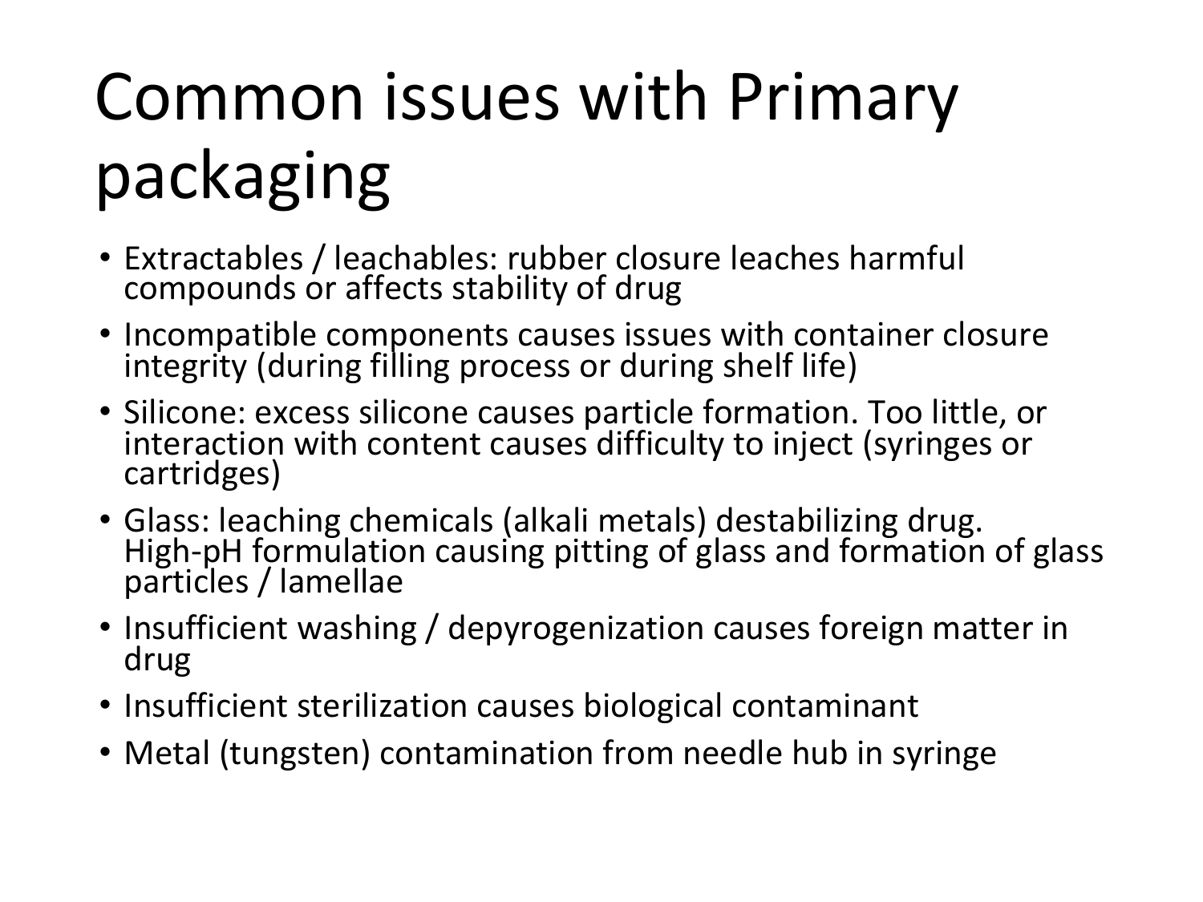# Common issues with Primary packaging

- Extractables / leachables: rubber closure leaches harmful compounds or affects stability of drug
- Incompatible components causes issues with container closure integrity (during filling process or during shelf life)
- Silicone: excess silicone causes particle formation. Too little, or interaction with content causes difficulty to inject (syringes or cartridges)
- Glass: leaching chemicals (alkali metals) destabilizing drug. High-pH formulation causing pitting of glass and formation of glass particles / lamellae
- Insufficient washing / depyrogenization causes foreign matter in drug
- Insufficient sterilization causes biological contaminant
- Metal (tungsten) contamination from needle hub in syringe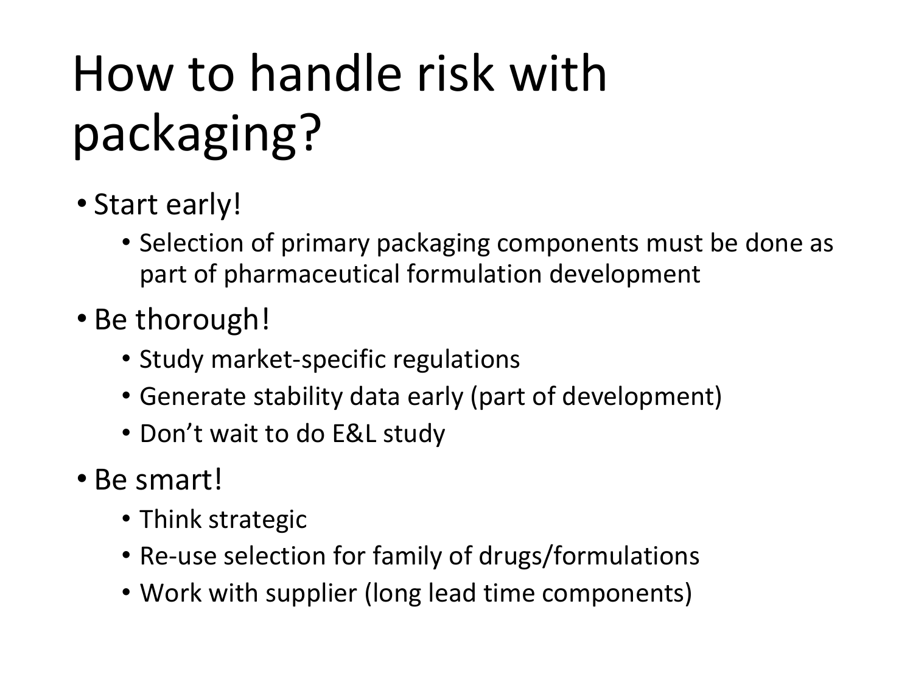# How to handle risk with packaging?

- Start early!
  - Selection of primary packaging components must be done as part of pharmaceutical formulation development
- Be thorough!
  - Study market-specific regulations
  - Generate stability data early (part of development)
  - Don't wait to do E&L study
- Be smart!
  - Think strategic
  - Re-use selection for family of drugs/formulations
  - Work with supplier (long lead time components)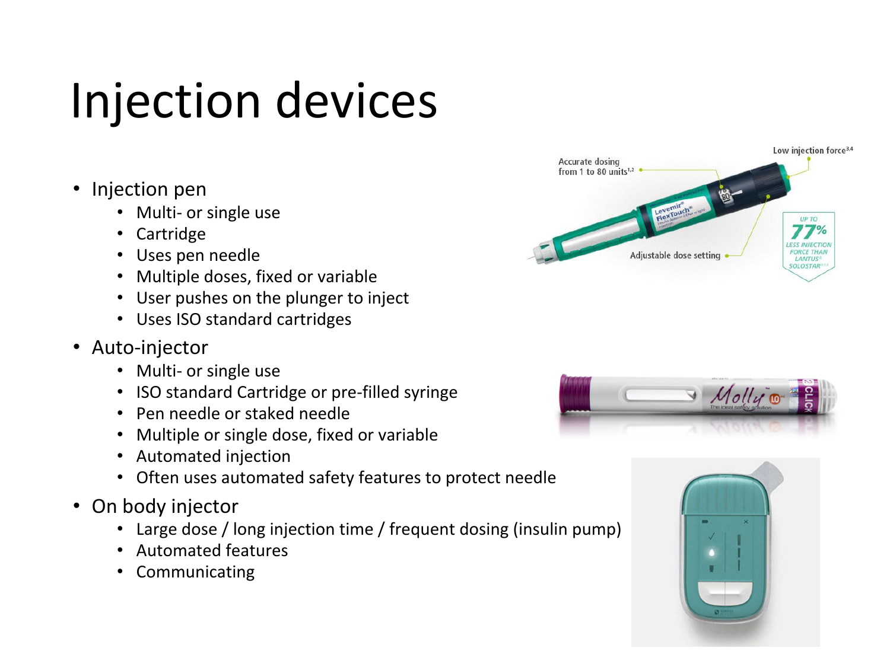# Injection devices

- Injection pen
  - Multi- or single use
  - Cartridge
  - Uses pen needle
  - Multiple doses, fixed or variable
  - User pushes on the plunger to inject
  - Uses ISO standard cartridges
- Auto-injector
  - Multi- or single use
  - ISO standard Cartridge or pre-filled syringe
  - Pen needle or staked needle
  - Multiple or single dose, fixed or variable
  - Automated injection
  - Often uses automated safety features to protect needle
- On body injector
  - Large dose / long injection time / frequent dosing (insulin pump)
  - Automated features
  - Communicating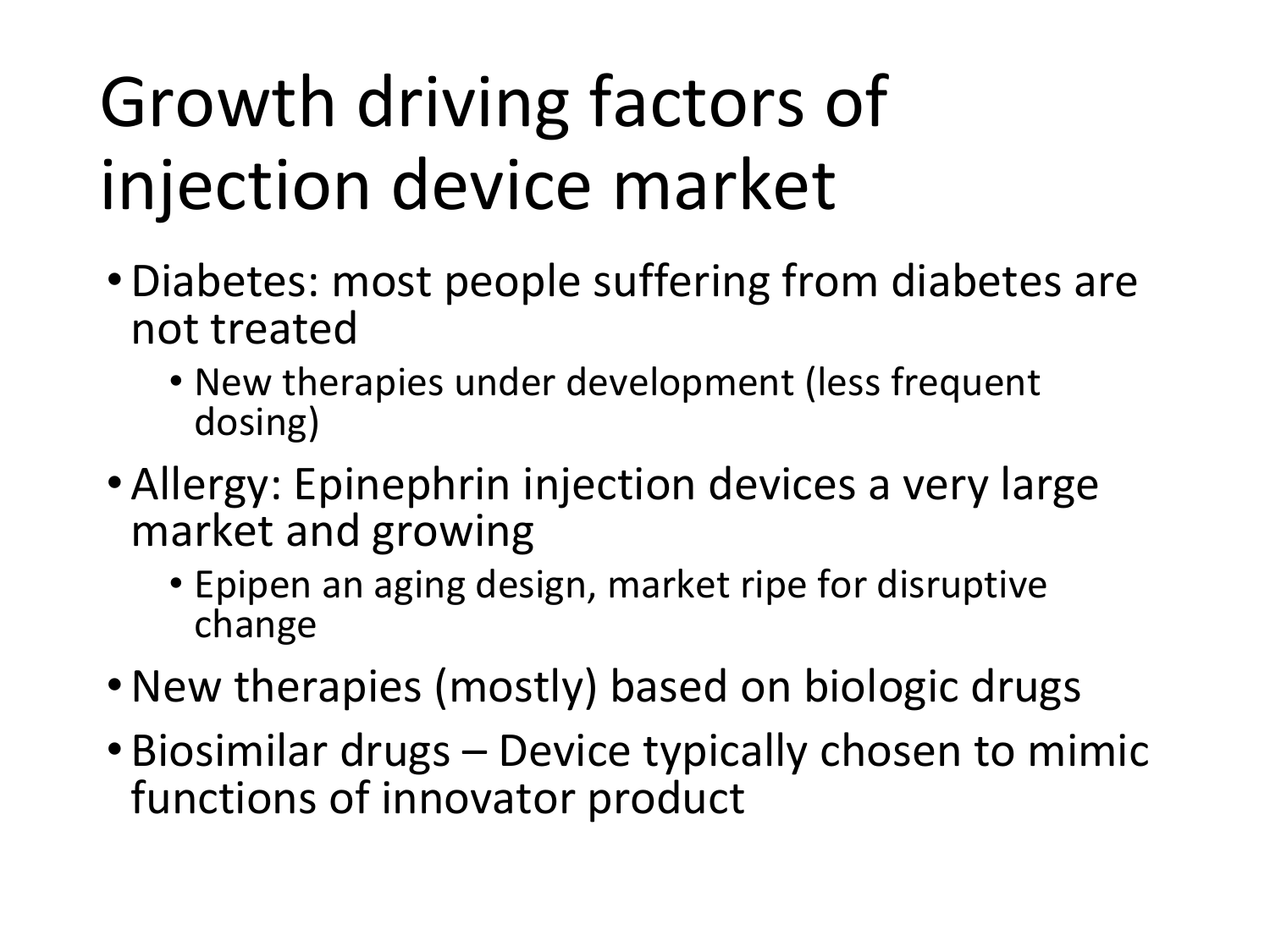# Growth driving factors of injection device market

- Diabetes: most people suffering from diabetes are not treated
  - New therapies under development (less frequent dosing)
- Allergy: Epinephrin injection devices a very large market and growing
  - Epipen an aging design, market ripe for disruptive change
- New therapies (mostly) based on biologic drugs
- Biosimilar drugs – Device typically chosen to mimic functions of innovator product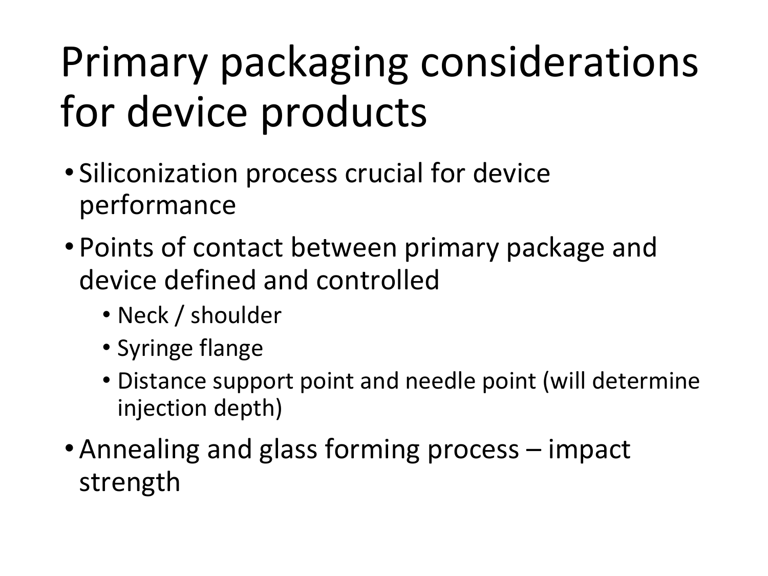# Primary packaging considerations for device products

- Siliconization process crucial for device performance
- Points of contact between primary package and device defined and controlled
  - Neck / shoulder
  - Syringe flange
  - Distance support point and needle point (will determine injection depth)
- Annealing and glass forming process – impact strength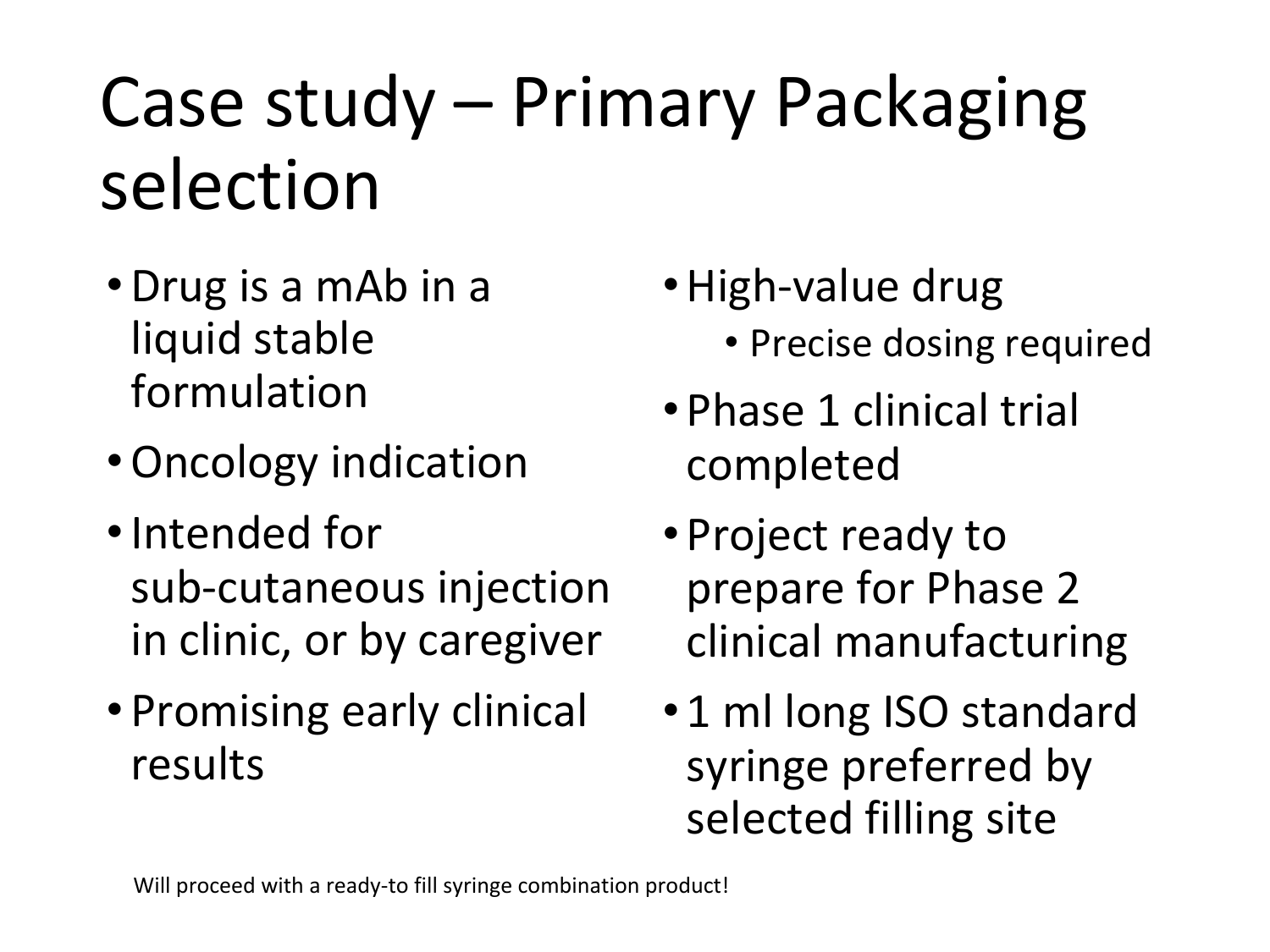# Case study – Primary Packaging selection

- Drug is a mAb in a liquid stable formulation
- Oncology indication
- Intended for sub-cutaneous injection in clinic, or by caregiver
- Promising early clinical results
- High-value drug
  - Precise dosing required
- Phase 1 clinical trial completed
- Project ready to prepare for Phase 2 clinical manufacturing
- 1 ml long ISO standard syringe preferred by selected filling site

Will proceed with a ready-to fill syringe combination product!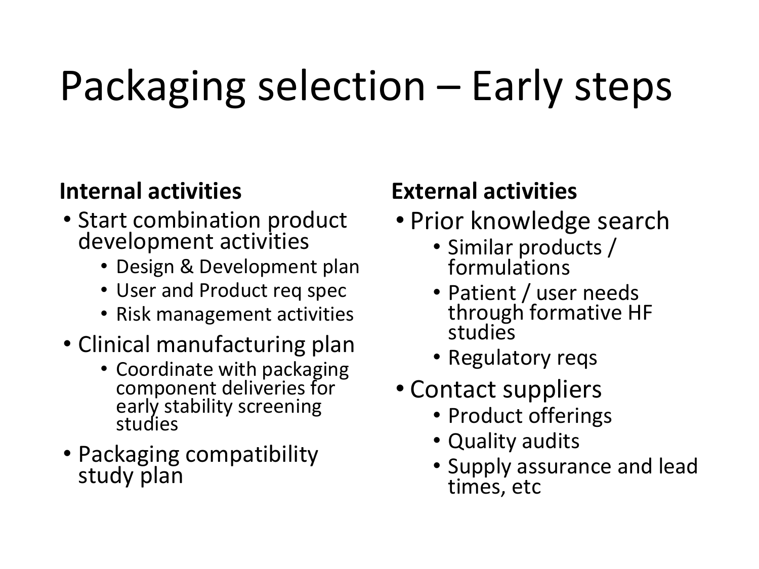# Packaging selection – Early steps

**Internal activities**

- Start combination product development activities
  - Design & Development plan
  - User and Product req spec
  - Risk management activities
- Clinical manufacturing plan
  - Coordinate with packaging component deliveries for early stability screening studies
- Packaging compatibility study plan

**External activities**

- Prior knowledge search
  - Similar products / formulations
  - Patient / user needs through formative HF studies
  - Regulatory reqs
- Contact suppliers
  - Product offerings
  - Quality audits
  - Supply assurance and lead times, etc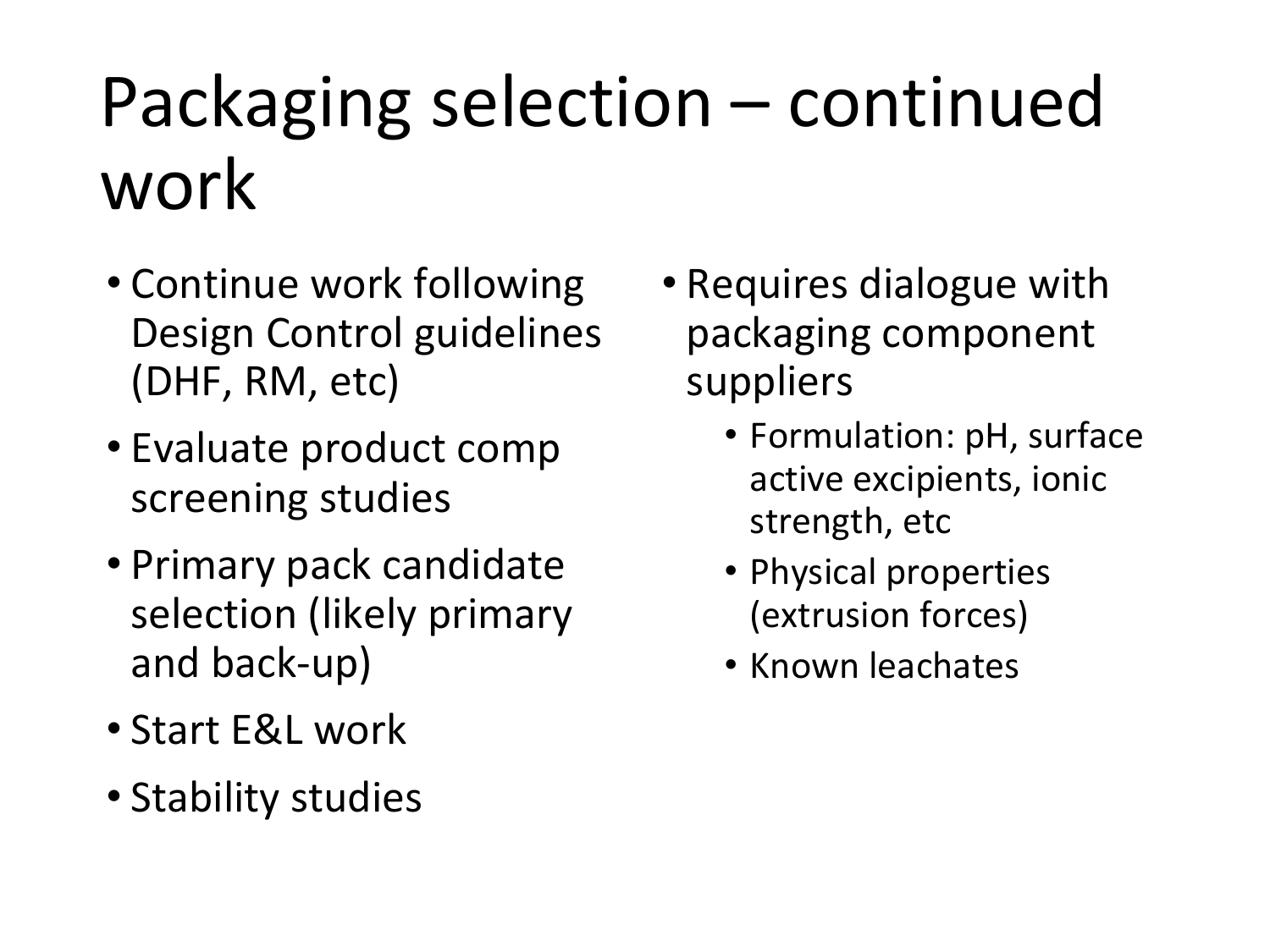# Packaging selection – continued work

- Continue work following Design Control guidelines (DHF, RM, etc)
- Evaluate product comp screening studies
- Primary pack candidate selection (likely primary and back-up)
- Start E&L work
- Stability studies

- Requires dialogue with packaging component suppliers
  - Formulation: pH, surface active excipients, ionic strength, etc
  - Physical properties (extrusion forces)
  - Known leachates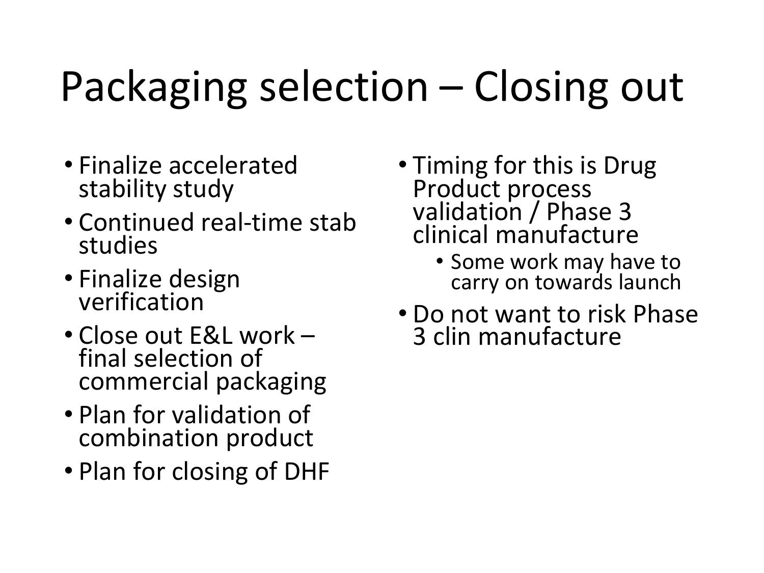# Packaging selection – Closing out

- Finalize accelerated stability study
- Continued real-time stab studies
- Finalize design verification
- Close out E&L work – final selection of commercial packaging
- Plan for validation of combination product
- Plan for closing of DHF

- Timing for this is Drug Product process validation / Phase 3 clinical manufacture
  - Some work may have to carry on towards launch
- Do not want to risk Phase 3 clin manufacture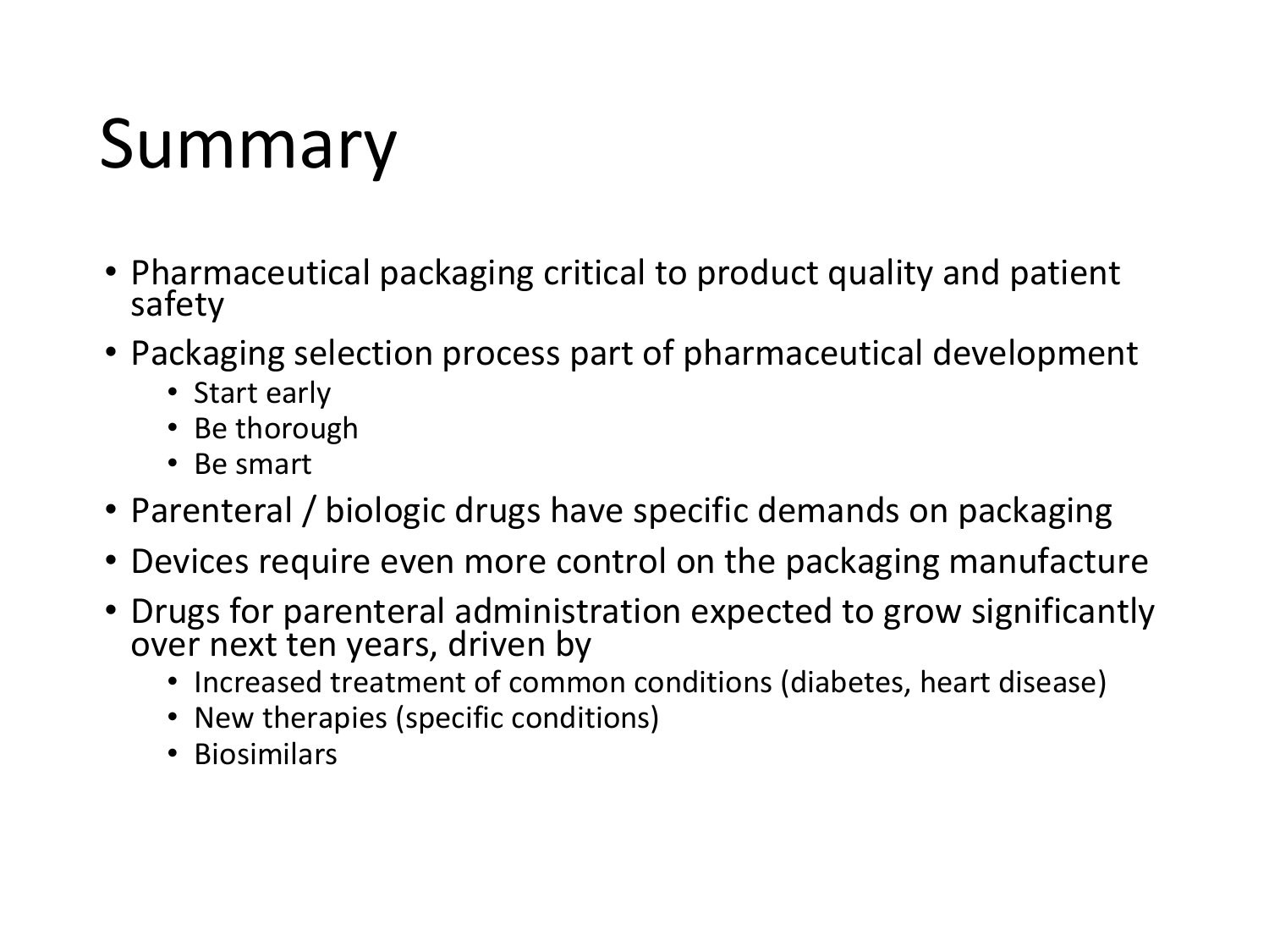# Summary

- Pharmaceutical packaging critical to product quality and patient safety
- Packaging selection process part of pharmaceutical development
  - Start early
  - Be thorough
  - Be smart
- Parenteral / biologic drugs have specific demands on packaging
- Devices require even more control on the packaging manufacture
- Drugs for parenteral administration expected to grow significantly over next ten years, driven by
  - Increased treatment of common conditions (diabetes, heart disease)
  - New therapies (specific conditions)
  - Biosimilars